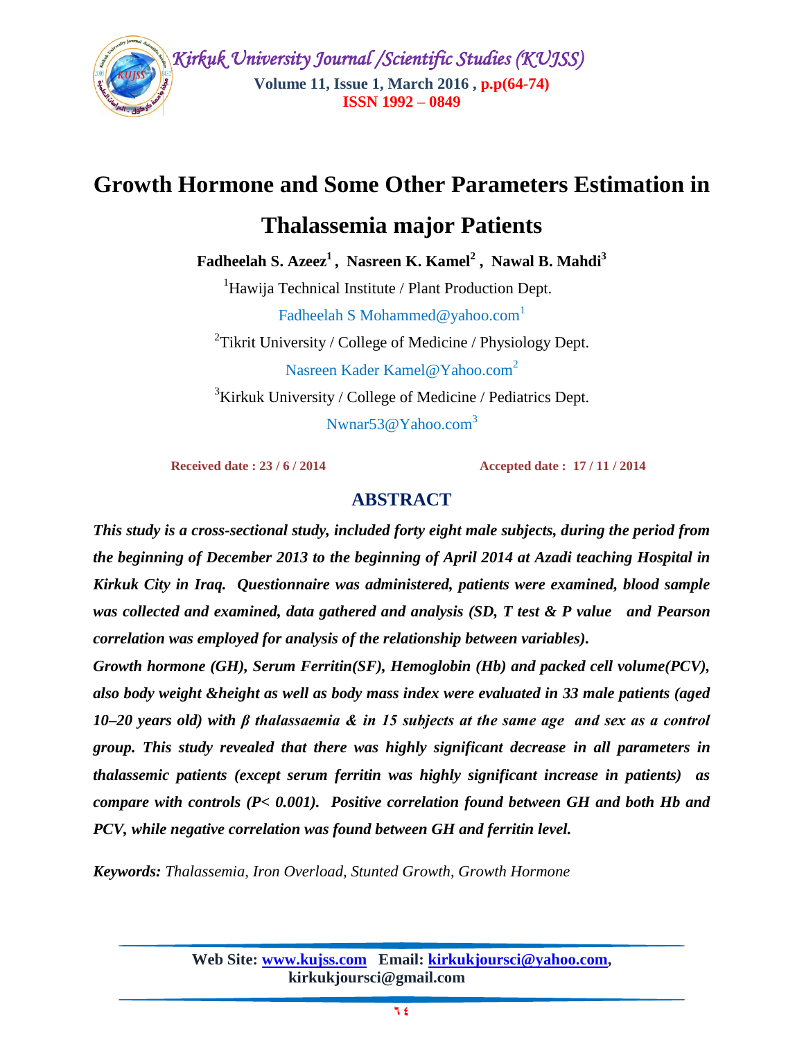# Growth Hormone and Some Other Parameters Estimation in Thalassemia major Patients

**Fadheelah S. Azeez[1] , Nasreen K. Kamel[2] , Nawal B. Mahdi[3]**

[1]Hawija Technical Institute / Plant Production Dept.

Fadheelah S Mohammed@yahoo.com[1]

[2]Tikrit University / College of Medicine / Physiology Dept.

Nasreen Kader Kamel@Yahoo.com[2]

[3]Kirkuk University / College of Medicine / Pediatrics Dept.

Nwnar53@Yahoo.com[3]

**Received date : 23 / 6 / 2014** **Accepted date : 17 / 11 / 2014**

## ABSTRACT

***This study is a cross-sectional study, included forty eight male subjects, during the period from the beginning of December 2013 to the beginning of April 2014 at Azadi teaching Hospital in Kirkuk City in Iraq. Questionnaire was administered, patients were examined, blood sample was collected and examined, data gathered and analysis (SD, T test & P value and Pearson correlation was employed for analysis of the relationship between variables).***

***Growth hormone (GH), Serum Ferritin(SF), Hemoglobin (Hb) and packed cell volume(PCV), also body weight &height as well as body mass index were evaluated in 33 male patients (aged 10–20 years old) with β thalassaemia & in 15 subjects at the same age and sex as a control group. This study revealed that there was highly significant decrease in all parameters in thalassemic patients (except serum ferritin was highly significant increase in patients) as compare with controls (P< 0.001). Positive correlation found between GH and both Hb and PCV, while negative correlation was found between GH and ferritin level.***

***Keywords:*** *Thalassemia, Iron Overload, Stunted Growth, Growth Hormone*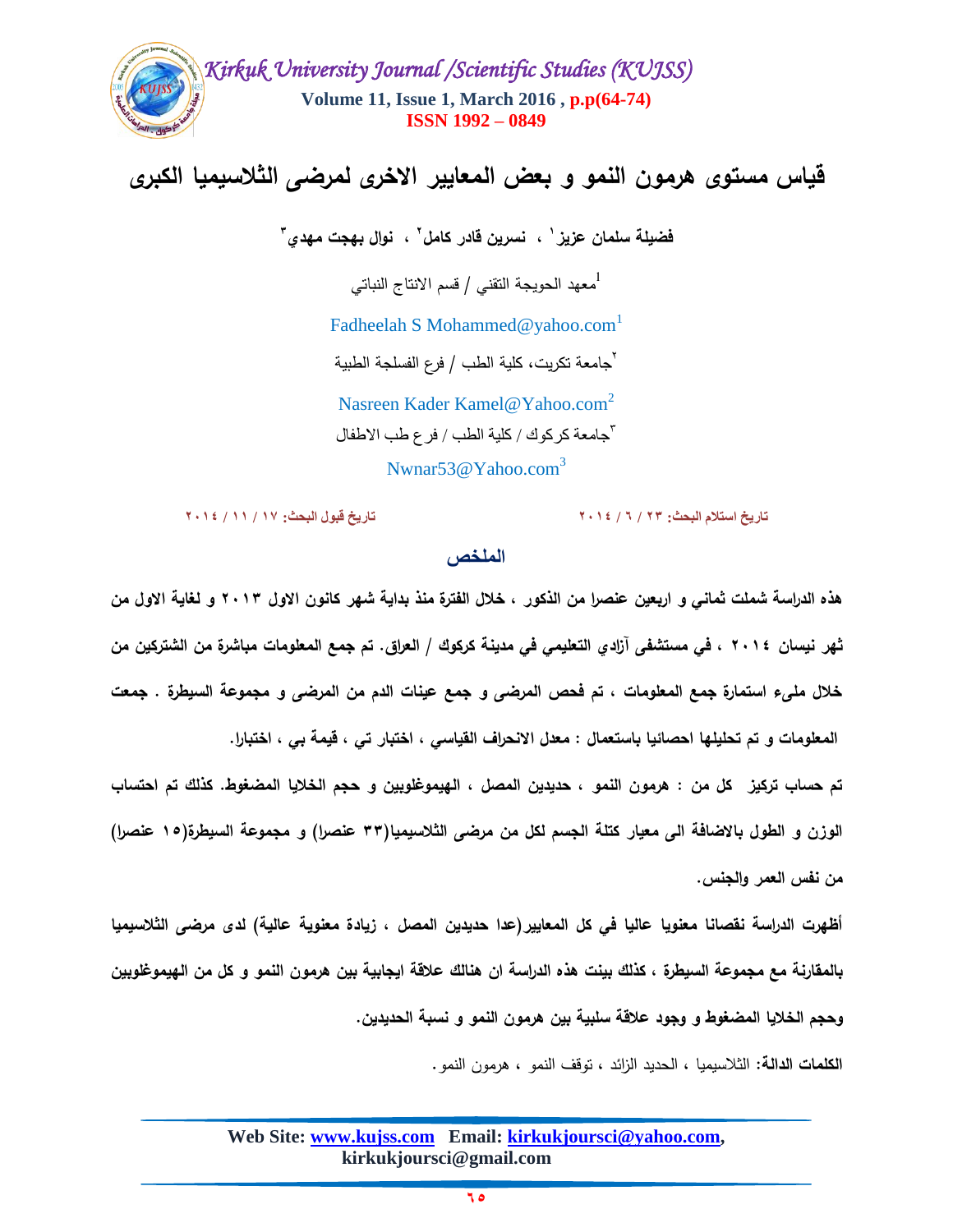# قياس مستوى هرمون النمو و بعض المعايير الاخرى لمرضى الثلاسيميا الكبرى

**فضيلة سلمان عزيز[١] ، نسرين قادر كامل[٢] ، نوال بهجت مهدي[٣]**

[1]معهد الحويجة التقني / قسم الانتاج النباتي

Fadheelah S Mohammed@yahoo.com[1]

[٢]جامعة تكريت، كلية الطب / فرع الفسلجة الطبية

Nasreen Kader Kamel@Yahoo.com[2]

[٣]جامعة كركوك / كلية الطب / فرع طب الاطفال

Nwnar53@Yahoo.com[3]

**تاريخ استلام البحث: ٢٣ / ٦ / ٢٠١٤** **تاريخ قبول البحث: ١٧ / ١١ / ٢٠١٤**

## الملخص

**هذه الدراسة شملت ثماني و اربعين عنصرا من الذكور ، خلال الفترة منذ بداية شهر كانون الاول ٢٠١٣ و لغاية الاول من شهر نيسان ٢٠١٤ ، في مستشفى آزادي التعليمي في مدينة كركوك / العراق. تم جمع المعلومات مباشرة من الشتركين من خلال ملىء استمارة جمع المعلومات ، تم فحص المرضى و جمع عينات الدم من المرضى و مجموعة السيطرة . جمعت المعلومات و تم تحليلها احصائيا باستعمال : معدل الانحراف القياسي ، اختبار تي ، قيمة بي ، اختبارا.**

**تم حساب تركيز كل من : هرمون النمو ، حديدين المصل ، الهيموغلوبين و حجم الخلايا المضغوط. كذلك تم احتساب الوزن و الطول بالاضافة الى معيار كتلة الجسم لكل من مرضى الثلاسيميا(٣٣ عنصرا) و مجموعة السيطرة(١٥ عنصرا) من نفس العمر والجنس.**

**أظهرت الدراسة نقصانا معنويا عاليا في كل المعايير(عدا حديدين المصل ، زيادة معنوية عالية) لدى مرضى الثلاسيميا بالمقارنة مع مجموعة السيطرة ، كذلك بينت هذه الدراسة ان هنالك علاقة ايجابية بين هرمون النمو و كل من الهيموغلوبين وحجم الخلايا المضغوط و وجود علاقة سلبية بين هرمون النمو و نسبة الحديدين.**

**الكلمات الدالة:** الثلاسيميا ، الحديد الزائد ، توقف النمو ، هرمون النمو.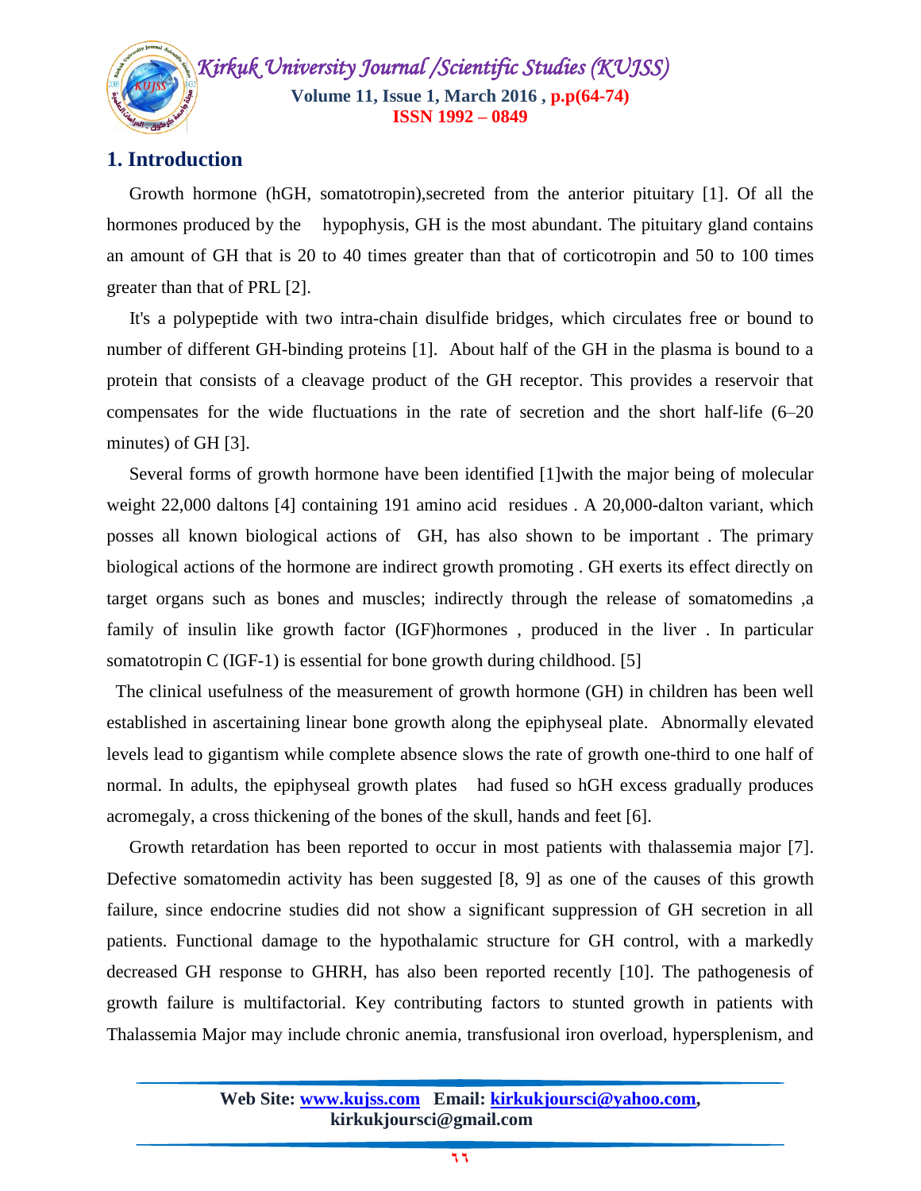## 1. Introduction

Growth hormone (hGH, somatotropin),secreted from the anterior pituitary [1]. Of all the hormones produced by the hypophysis, GH is the most abundant. The pituitary gland contains an amount of GH that is 20 to 40 times greater than that of corticotropin and 50 to 100 times greater than that of PRL [2].

It's a polypeptide with two intra-chain disulfide bridges, which circulates free or bound to number of different GH-binding proteins [1]. About half of the GH in the plasma is bound to a protein that consists of a cleavage product of the GH receptor. This provides a reservoir that compensates for the wide fluctuations in the rate of secretion and the short half-life (6–20 minutes) of GH [3].

Several forms of growth hormone have been identified [1]with the major being of molecular weight 22,000 daltons [4] containing 191 amino acid residues . A 20,000-dalton variant, which posses all known biological actions of GH, has also shown to be important . The primary biological actions of the hormone are indirect growth promoting . GH exerts its effect directly on target organs such as bones and muscles; indirectly through the release of somatomedins ,a family of insulin like growth factor (IGF)hormones , produced in the liver . In particular somatotropin C (IGF-1) is essential for bone growth during childhood. [5]

The clinical usefulness of the measurement of growth hormone (GH) in children has been well established in ascertaining linear bone growth along the epiphyseal plate. Abnormally elevated levels lead to gigantism while complete absence slows the rate of growth one-third to one half of normal. In adults, the epiphyseal growth plates had fused so hGH excess gradually produces acromegaly, a cross thickening of the bones of the skull, hands and feet [6].

Growth retardation has been reported to occur in most patients with thalassemia major [7]. Defective somatomedin activity has been suggested [8, 9] as one of the causes of this growth failure, since endocrine studies did not show a significant suppression of GH secretion in all patients. Functional damage to the hypothalamic structure for GH control, with a markedly decreased GH response to GHRH, has also been reported recently [10]. The pathogenesis of growth failure is multifactorial. Key contributing factors to stunted growth in patients with Thalassemia Major may include chronic anemia, transfusional iron overload, hypersplenism, and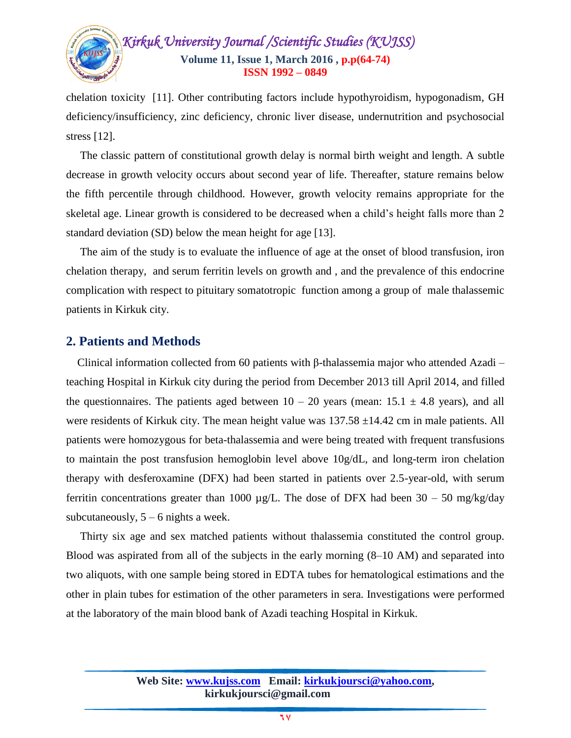chelation toxicity [11]. Other contributing factors include hypothyroidism, hypogonadism, GH deficiency/insufficiency, zinc deficiency, chronic liver disease, undernutrition and psychosocial stress [12].

The classic pattern of constitutional growth delay is normal birth weight and length. A subtle decrease in growth velocity occurs about second year of life. Thereafter, stature remains below the fifth percentile through childhood. However, growth velocity remains appropriate for the skeletal age. Linear growth is considered to be decreased when a child's height falls more than 2 standard deviation (SD) below the mean height for age [13].

The aim of the study is to evaluate the influence of age at the onset of blood transfusion, iron chelation therapy, and serum ferritin levels on growth and , and the prevalence of this endocrine complication with respect to pituitary somatotropic function among a group of male thalassemic patients in Kirkuk city.

## 2. Patients and Methods

Clinical information collected from 60 patients with β-thalassemia major who attended Azadi – teaching Hospital in Kirkuk city during the period from December 2013 till April 2014, and filled the questionnaires. The patients aged between 10 – 20 years (mean: 15.1 ± 4.8 years), and all were residents of Kirkuk city. The mean height value was 137.58 ±14.42 cm in male patients. All patients were homozygous for beta-thalassemia and were being treated with frequent transfusions to maintain the post transfusion hemoglobin level above 10g/dL, and long-term iron chelation therapy with desferoxamine (DFX) had been started in patients over 2.5-year-old, with serum ferritin concentrations greater than 1000 µg/L. The dose of DFX had been 30 – 50 mg/kg/day subcutaneously, 5 – 6 nights a week.

Thirty six age and sex matched patients without thalassemia constituted the control group. Blood was aspirated from all of the subjects in the early morning (8–10 AM) and separated into two aliquots, with one sample being stored in EDTA tubes for hematological estimations and the other in plain tubes for estimation of the other parameters in sera. Investigations were performed at the laboratory of the main blood bank of Azadi teaching Hospital in Kirkuk.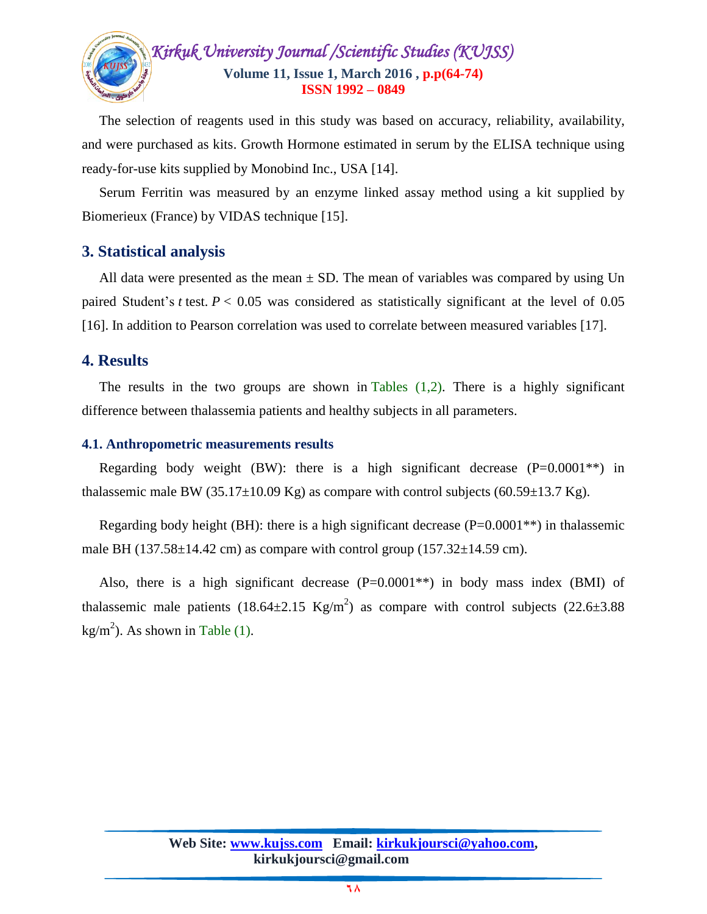The selection of reagents used in this study was based on accuracy, reliability, availability, and were purchased as kits. Growth Hormone estimated in serum by the ELISA technique using ready-for-use kits supplied by Monobind Inc., USA [14].

Serum Ferritin was measured by an enzyme linked assay method using a kit supplied by Biomerieux (France) by VIDAS technique [15].

## 3. Statistical analysis

All data were presented as the mean ± SD. The mean of variables was compared by using Un paired Student's *t* test. $P < 0.05$ was considered as statistically significant at the level of 0.05 [16]. In addition to Pearson correlation was used to correlate between measured variables [17].

## 4. Results

The results in the two groups are shown in Tables (1,2). There is a highly significant difference between thalassemia patients and healthy subjects in all parameters.

### 4.1. Anthropometric measurements results

Regarding body weight (BW): there is a high significant decrease (P=0.0001**) in thalassemic male BW (35.17±10.09 Kg) as compare with control subjects (60.59±13.7 Kg).

Regarding body height (BH): there is a high significant decrease (P=0.0001**) in thalassemic male BH (137.58±14.42 cm) as compare with control group (157.32±14.59 cm).

Also, there is a high significant decrease (P=0.0001**) in body mass index (BMI) of thalassemic male patients (18.64±2.15 $Kg/m^2$) as compare with control subjects (22.6±3.88 $kg/m^2$). As shown in Table (1).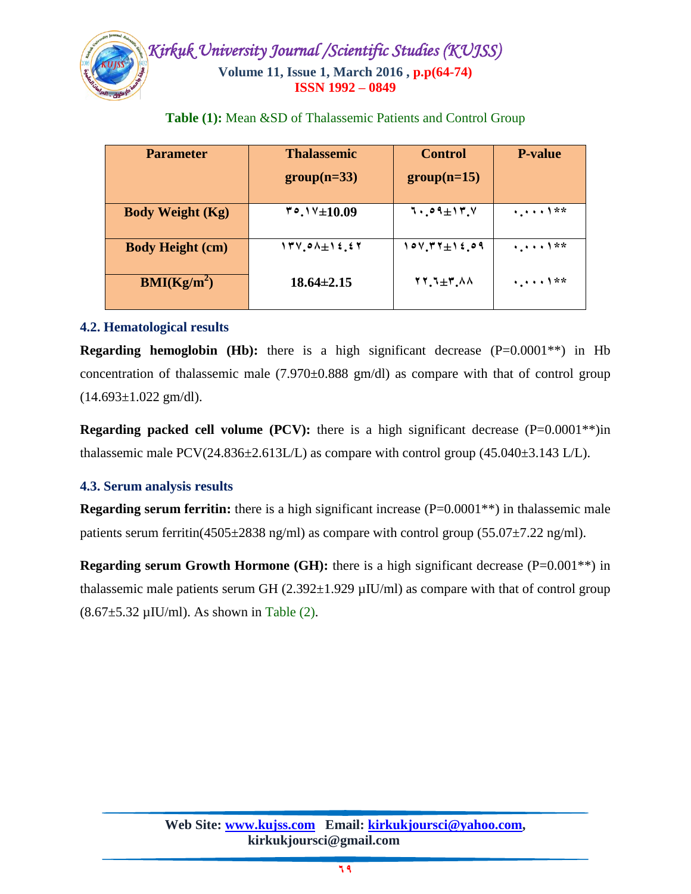**Table (1):** Mean &SD of Thalassemic Patients and Control Group

| Parameter | Thalassemic group(n=33) | Control group(n=15) | P-value |
|---|---|---|---|
| Body Weight (Kg) | ٣٥.١٧±10.09 | ٦٠.٥٩±١٣.٧ | ٠.٠٠٠١** |
| Body Height (cm) | ١٣٧.٥٨±١٤.٤٢ | ١٥٧.٣٢±١٤.٥٩ | ٠.٠٠٠١** |
| BMI($Kg/m^2$) | 18.64±2.15 | ٢٢.٦±٣.٨٨ | ٠.٠٠٠١** |

### 4.2. Hematological results

**Regarding hemoglobin (Hb):** there is a high significant decrease (P=0.0001**) in Hb concentration of thalassemic male (7.970±0.888 gm/dl) as compare with that of control group (14.693±1.022 gm/dl).

**Regarding packed cell volume (PCV):** there is a high significant decrease (P=0.0001**)in thalassemic male PCV(24.836±2.613L/L) as compare with control group (45.040±3.143 L/L).

### 4.3. Serum analysis results

**Regarding serum ferritin:** there is a high significant increase (P=0.0001**) in thalassemic male patients serum ferritin(4505±2838 ng/ml) as compare with control group (55.07±7.22 ng/ml).

**Regarding serum Growth Hormone (GH):** there is a high significant decrease (P=0.001**) in thalassemic male patients serum GH (2.392±1.929 µIU/ml) as compare with that of control group (8.67±5.32 µIU/ml). As shown in Table (2).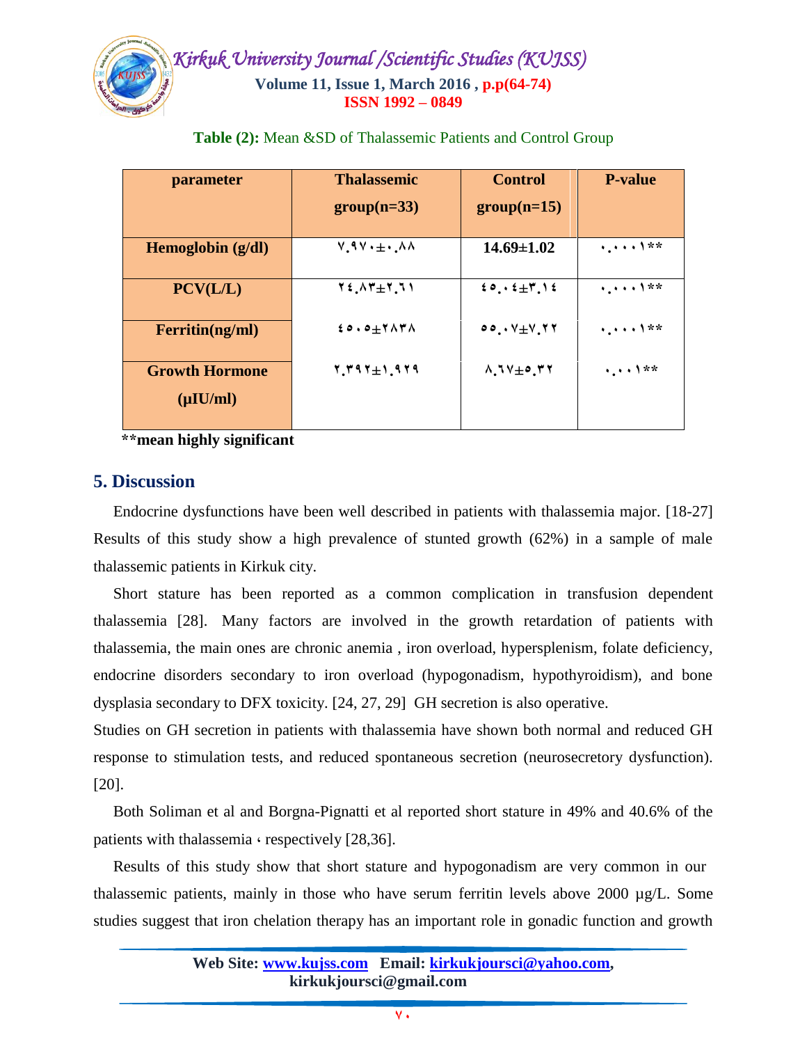**Table (2):** Mean &SD of Thalassemic Patients and Control Group

| parameter | Thalassemic group(n=33) | Control group(n=15) | P-value |
|---|---|---|---|
| Hemoglobin (g/dl) | ٧.٩٧٠±٠.٨٨ | 14.69±1.02 | ٠.٠٠٠١** |
| PCV(L/L) | ٢٤.٨٣±٢.٦١ | ٤٥.٠٤±٣.١٤ | ٠.٠٠٠١** |
| Ferritin(ng/ml) | ٤٥٠٥±٢٨٣٨ | ٥٥.٠٧±٧.٢٢ | ٠.٠٠٠١** |
| Growth Hormone (μIU/ml) | ٢.٣٩٢±١.٩٢٩ | ٨.٦٧±٥.٣٢ | ٠.٠٠١** |

**\*\*mean highly significant**

## 5. Discussion

Endocrine dysfunctions have been well described in patients with thalassemia major. [18-27] Results of this study show a high prevalence of stunted growth (62%) in a sample of male thalassemic patients in Kirkuk city.

Short stature has been reported as a common complication in transfusion dependent thalassemia [28]. Many factors are involved in the growth retardation of patients with thalassemia, the main ones are chronic anemia , iron overload, hypersplenism, folate deficiency, endocrine disorders secondary to iron overload (hypogonadism, hypothyroidism), and bone dysplasia secondary to DFX toxicity. [24, 27, 29] GH secretion is also operative.

Studies on GH secretion in patients with thalassemia have shown both normal and reduced GH response to stimulation tests, and reduced spontaneous secretion (neurosecretory dysfunction). [20].

Both Soliman et al and Borgna-Pignatti et al reported short stature in 49% and 40.6% of the patients with thalassemia ، respectively [28,36].

Results of this study show that short stature and hypogonadism are very common in our thalassemic patients, mainly in those who have serum ferritin levels above 2000 μg/L. Some studies suggest that iron chelation therapy has an important role in gonadic function and growth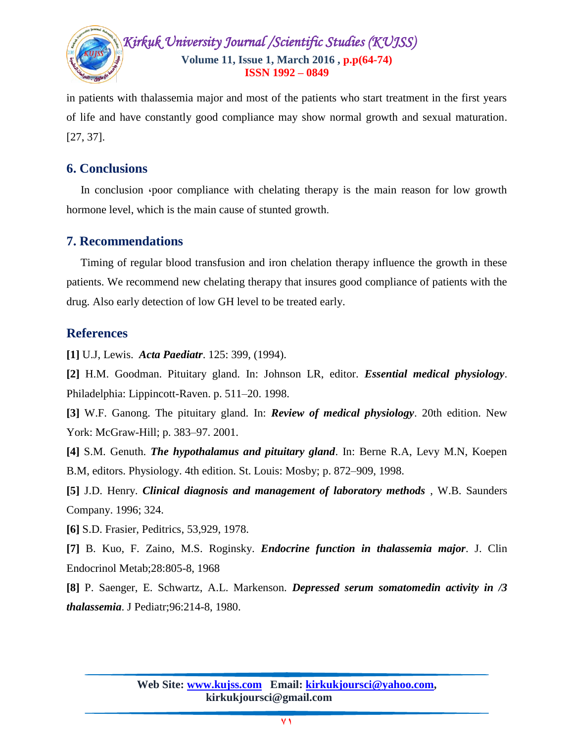in patients with thalassemia major and most of the patients who start treatment in the first years of life and have constantly good compliance may show normal growth and sexual maturation. [27, 37].

## 6. Conclusions

In conclusion ،poor compliance with chelating therapy is the main reason for low growth hormone level, which is the main cause of stunted growth.

## 7. Recommendations

Timing of regular blood transfusion and iron chelation therapy influence the growth in these patients. We recommend new chelating therapy that insures good compliance of patients with the drug. Also early detection of low GH level to be treated early.

## References

**[1]** U.J, Lewis. ***Acta Paediatr***. 125: 399, (1994).

**[2]** H.M. Goodman. Pituitary gland. In: Johnson LR, editor. ***Essential medical physiology***. Philadelphia: Lippincott-Raven. p. 511–20. 1998.

**[3]** W.F. Ganong. The pituitary gland. In: ***Review of medical physiology***. 20th edition. New York: McGraw-Hill; p. 383–97. 2001.

**[4]** S.M. Genuth. ***The hypothalamus and pituitary gland***. In: Berne R.A, Levy M.N, Koepen B.M, editors. Physiology. 4th edition. St. Louis: Mosby; p. 872–909, 1998.

**[5]** J.D. Henry. ***Clinical diagnosis and management of laboratory methods*** , W.B. Saunders Company. 1996; 324.

**[6]** S.D. Frasier, Peditrics, 53,929, 1978.

**[7]** B. Kuo, F. Zaino, M.S. Roginsky. ***Endocrine function in thalassemia major***. J. Clin Endocrinol Metab;28:805-8, 1968

**[8]** P. Saenger, E. Schwartz, A.L. Markenson. ***Depressed serum somatomedin activity in /3 thalassemia***. J Pediatr;96:214-8, 1980.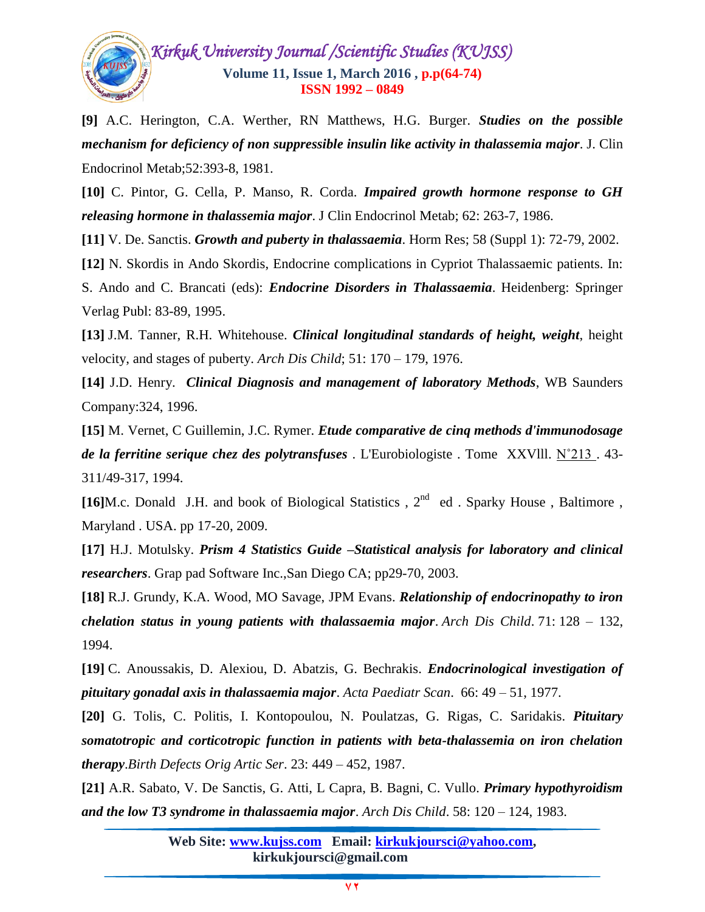**[9]** A.C. Herington, C.A. Werther, RN Matthews, H.G. Burger. ***Studies on the possible mechanism for deficiency of non suppressible insulin like activity in thalassemia major***. J. Clin Endocrinol Metab;52:393-8, 1981.

**[10]** C. Pintor, G. Cella, P. Manso, R. Corda. ***Impaired growth hormone response to GH releasing hormone in thalassemia major***. J Clin Endocrinol Metab; 62: 263-7, 1986.

**[11]** V. De. Sanctis. ***Growth and puberty in thalassaemia***. Horm Res; 58 (Suppl 1): 72-79, 2002.

**[12]** N. Skordis in Ando Skordis, Endocrine complications in Cypriot Thalassaemic patients. In: S. Ando and C. Brancati (eds): ***Endocrine Disorders in Thalassaemia***. Heidenberg: Springer Verlag Publ: 83-89, 1995.

**[13]** J.M. Tanner, R.H. Whitehouse. ***Clinical longitudinal standards of height, weight***, height velocity, and stages of puberty. *Arch Dis Child*; 51: 170 – 179, 1976.

**[14]** J.D. Henry. ***Clinical Diagnosis and management of laboratory Methods***, WB Saunders Company:324, 1996.

**[15]** M. Vernet, C Guillemin, J.C. Rymer. ***Etude comparative de cinq methods d'immunodosage de la ferritine serique chez des polytransfuses*** . L'Eurobiologiste . Tome XXVlll. N°213 . 43-311/49-317, 1994.

**[16]**M.c. Donald J.H. and book of Biological Statistics , 2nd ed . Sparky House , Baltimore , Maryland . USA. pp 17-20, 2009.

**[17]** H.J. Motulsky. ***Prism 4 Statistics Guide –Statistical analysis for laboratory and clinical researchers***. Grap pad Software Inc.,San Diego CA; pp29-70, 2003.

**[18]** R.J. Grundy, K.A. Wood, MO Savage, JPM Evans. ***Relationship of endocrinopathy to iron chelation status in young patients with thalassaemia major***. *Arch Dis Child*. 71: 128 – 132, 1994.

**[19]** C. Anoussakis, D. Alexiou, D. Abatzis, G. Bechrakis. ***Endocrinological investigation of pituitary gonadal axis in thalassaemia major***. *Acta Paediatr Scan*. 66: 49 – 51, 1977.

**[20]** G. Tolis, C. Politis, I. Kontopoulou, N. Poulatzas, G. Rigas, C. Saridakis. ***Pituitary somatotropic and corticotropic function in patients with beta-thalassemia on iron chelation therapy***.*Birth Defects Orig Artic Ser*. 23: 449 – 452, 1987.

**[21]** A.R. Sabato, V. De Sanctis, G. Atti, L Capra, B. Bagni, C. Vullo. ***Primary hypothyroidism and the low T3 syndrome in thalassaemia major***. *Arch Dis Child*. 58: 120 – 124, 1983.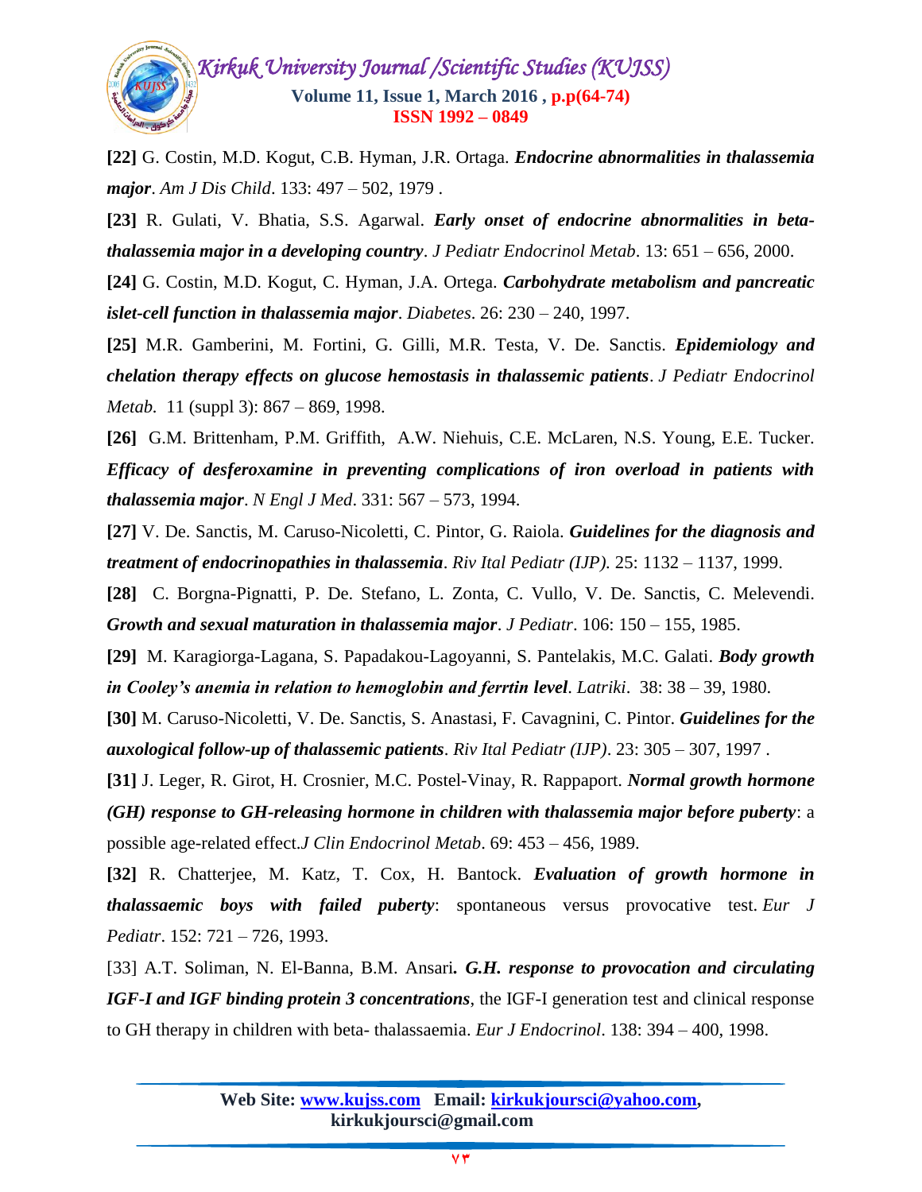**[22]** G. Costin, M.D. Kogut, C.B. Hyman, J.R. Ortaga. ***Endocrine abnormalities in thalassemia major***. *Am J Dis Child*. 133: 497 – 502, 1979 .

**[23]** R. Gulati, V. Bhatia, S.S. Agarwal. ***Early onset of endocrine abnormalities in beta-thalassemia major in a developing country***. *J Pediatr Endocrinol Metab*. 13: 651 – 656, 2000.

**[24]** G. Costin, M.D. Kogut, C. Hyman, J.A. Ortega. ***Carbohydrate metabolism and pancreatic islet-cell function in thalassemia major***. *Diabetes*. 26: 230 – 240, 1997.

**[25]** M.R. Gamberini, M. Fortini, G. Gilli, M.R. Testa, V. De. Sanctis. ***Epidemiology and chelation therapy effects on glucose hemostasis in thalassemic patients***. *J Pediatr Endocrinol Metab.* 11 (suppl 3): 867 – 869, 1998.

**[26]** G.M. Brittenham, P.M. Griffith, A.W. Niehuis, C.E. McLaren, N.S. Young, E.E. Tucker. ***Efficacy of desferoxamine in preventing complications of iron overload in patients with thalassemia major***. *N Engl J Med*. 331: 567 – 573, 1994.

**[27]** V. De. Sanctis, M. Caruso-Nicoletti, C. Pintor, G. Raiola. ***Guidelines for the diagnosis and treatment of endocrinopathies in thalassemia***. *Riv Ital Pediatr (IJP).* 25: 1132 – 1137, 1999.

**[28]** C. Borgna-Pignatti, P. De. Stefano, L. Zonta, C. Vullo, V. De. Sanctis, C. Melevendi. ***Growth and sexual maturation in thalassemia major***. *J Pediatr*. 106: 150 – 155, 1985.

**[29]** M. Karagiorga-Lagana, S. Papadakou-Lagoyanni, S. Pantelakis, M.C. Galati. ***Body growth in Cooley's anemia in relation to hemoglobin and ferrtin level***. *Latriki*. 38: 38 – 39, 1980.

**[30]** M. Caruso-Nicoletti, V. De. Sanctis, S. Anastasi, F. Cavagnini, C. Pintor. ***Guidelines for the auxological follow-up of thalassemic patients***. *Riv Ital Pediatr (IJP)*. 23: 305 – 307, 1997 .

**[31]** J. Leger, R. Girot, H. Crosnier, M.C. Postel-Vinay, R. Rappaport. ***Normal growth hormone (GH) response to GH-releasing hormone in children with thalassemia major before puberty***: a possible age-related effect.*J Clin Endocrinol Metab*. 69: 453 – 456, 1989.

**[32]** R. Chatterjee, M. Katz, T. Cox, H. Bantock. ***Evaluation of growth hormone in thalassaemic boys with failed puberty***: spontaneous versus provocative test. *Eur J Pediatr*. 152: 721 – 726, 1993.

[33] A.T. Soliman, N. El-Banna, B.M. Ansari**.** ***G.H. response to provocation and circulating IGF-I and IGF binding protein 3 concentrations***, the IGF-I generation test and clinical response to GH therapy in children with beta- thalassaemia. *Eur J Endocrinol*. 138: 394 – 400, 1998.

**Web Site: www.kujss.com Email: kirkukjoursci@yahoo.com, kirkukjoursci@gmail.com**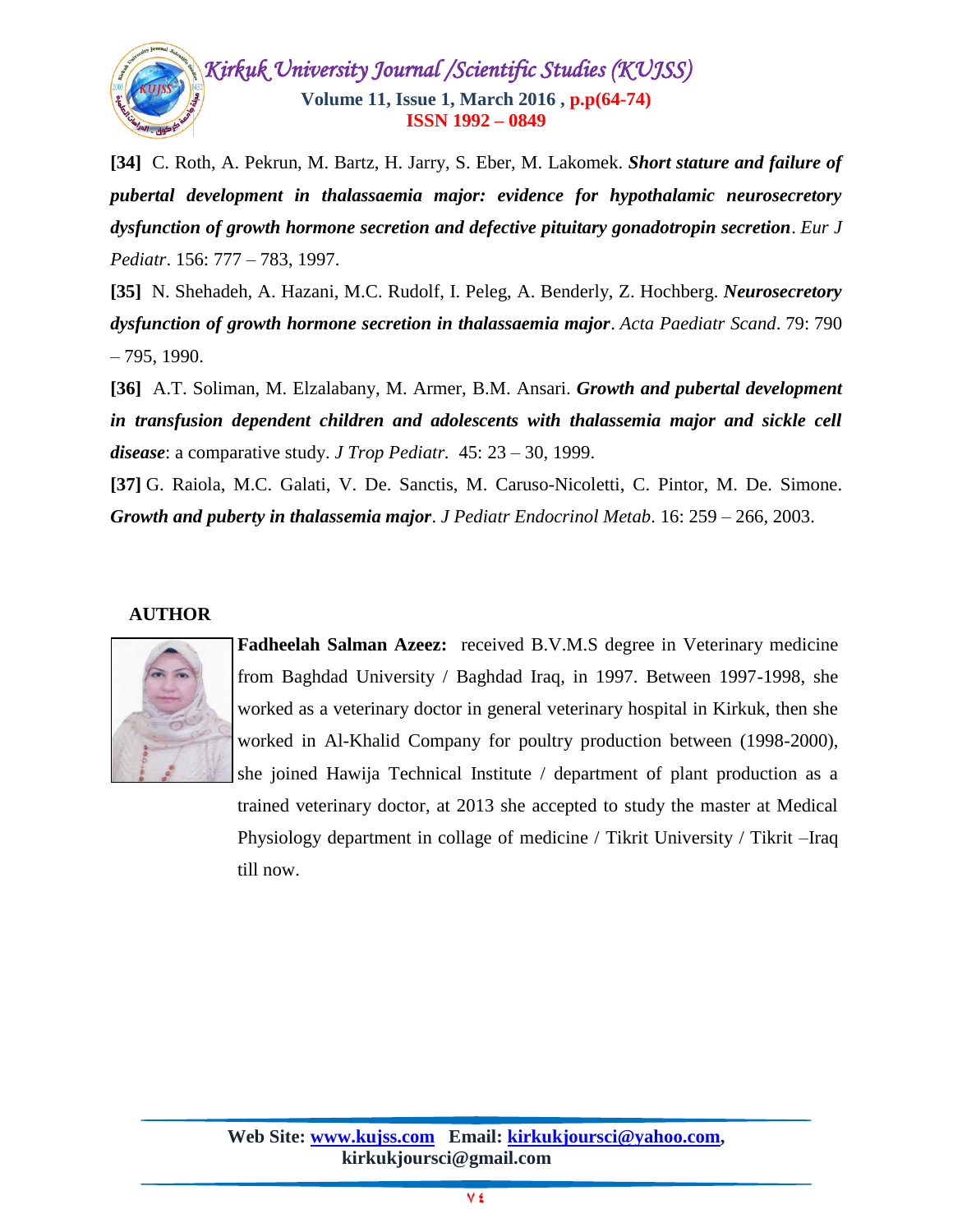**[34]** C. Roth, A. Pekrun, M. Bartz, H. Jarry, S. Eber, M. Lakomek. ***Short stature and failure of pubertal development in thalassaemia major: evidence for hypothalamic neurosecretory dysfunction of growth hormone secretion and defective pituitary gonadotropin secretion***. *Eur J Pediatr*. 156: 777 – 783, 1997.

**[35]** N. Shehadeh, A. Hazani, M.C. Rudolf, I. Peleg, A. Benderly, Z. Hochberg. ***Neurosecretory dysfunction of growth hormone secretion in thalassaemia major***. *Acta Paediatr Scand*. 79: 790 – 795, 1990.

**[36]** A.T. Soliman, M. Elzalabany, M. Armer, B.M. Ansari. ***Growth and pubertal development in transfusion dependent children and adolescents with thalassemia major and sickle cell disease***: a comparative study. *J Trop Pediatr.* 45: 23 – 30, 1999.

**[37]** G. Raiola, M.C. Galati, V. De. Sanctis, M. Caruso-Nicoletti, C. Pintor, M. De. Simone. ***Growth and puberty in thalassemia major***. *J Pediatr Endocrinol Metab*. 16: 259 – 266, 2003.

## AUTHOR

**Fadheelah Salman Azeez:** received B.V.M.S degree in Veterinary medicine from Baghdad University / Baghdad Iraq, in 1997. Between 1997-1998, she worked as a veterinary doctor in general veterinary hospital in Kirkuk, then she worked in Al-Khalid Company for poultry production between (1998-2000), she joined Hawija Technical Institute / department of plant production as a trained veterinary doctor, at 2013 she accepted to study the master at Medical Physiology department in collage of medicine / Tikrit University / Tikrit –Iraq till now.